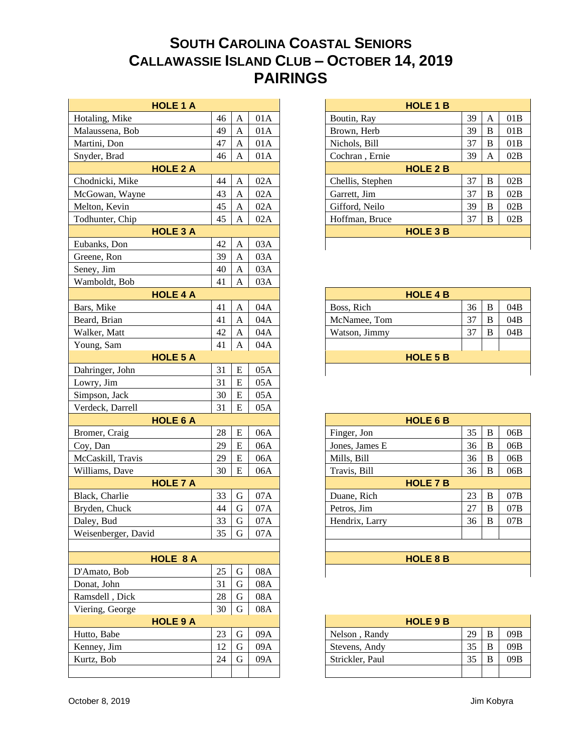# South Carolina Coastal Seniors
# Callawassie Island Club – October 14, 2019
# PAIRINGS

| HOLE 1 A | | | |
|---|---|---|---|
| Hotaling, Mike | 46 | A | 01A |
| Malaussena, Bob | 49 | A | 01A |
| Martini, Don | 47 | A | 01A |
| Snyder, Brad | 46 | A | 01A |
| **HOLE 2 A** | | | |
| Chodnicki, Mike | 44 | A | 02A |
| McGowan, Wayne | 43 | A | 02A |
| Melton, Kevin | 45 | A | 02A |
| Todhunter, Chip | 45 | A | 02A |
| **HOLE 3 A** | | | |
| Eubanks, Don | 42 | A | 03A |
| Greene, Ron | 39 | A | 03A |
| Seney, Jim | 40 | A | 03A |
| Wamboldt, Bob | 41 | A | 03A |
| **HOLE 4 A** | | | |
| Bars, Mike | 41 | A | 04A |
| Beard, Brian | 41 | A | 04A |
| Walker, Matt | 42 | A | 04A |
| Young, Sam | 41 | A | 04A |
| **HOLE 5 A** | | | |
| Dahringer, John | 31 | E | 05A |
| Lowry, Jim | 31 | E | 05A |
| Simpson, Jack | 30 | E | 05A |
| Verdeck, Darrell | 31 | E | 05A |
| **HOLE 6 A** | | | |
| Bromer, Craig | 28 | E | 06A |
| Coy, Dan | 29 | E | 06A |
| McCaskill, Travis | 29 | E | 06A |
| Williams, Dave | 30 | E | 06A |
| **HOLE 7 A** | | | |
| Black, Charlie | 33 | G | 07A |
| Bryden, Chuck | 44 | G | 07A |
| Daley, Bud | 33 | G | 07A |
| Weisenberger, David | 35 | G | 07A |
| **HOLE 8 A** | | | |
| D'Amato, Bob | 25 | G | 08A |
| Donat, John | 31 | G | 08A |
| Ramsdell , Dick | 28 | G | 08A |
| Viering, George | 30 | G | 08A |
| **HOLE 9 A** | | | |
| Hutto, Babe | 23 | G | 09A |
| Kenney, Jim | 12 | G | 09A |
| Kurtz, Bob | 24 | G | 09A |

| HOLE 1 B | | | |
|---|---|---|---|
| Boutin, Ray | 39 | A | 01B |
| Brown, Herb | 39 | B | 01B |
| Nichols, Bill | 37 | B | 01B |
| Cochran , Ernie | 39 | A | 02B |
| **HOLE 2 B** | | | |
| Chellis, Stephen | 37 | B | 02B |
| Garrett, Jim | 37 | B | 02B |
| Gifford, Neilo | 39 | B | 02B |
| Hoffman, Bruce | 37 | B | 02B |
| **HOLE 3 B** | | | |
| **HOLE 4 B** | | | |
| Boss, Rich | 36 | B | 04B |
| McNamee, Tom | 37 | B | 04B |
| Watson, Jimmy | 37 | B | 04B |
| **HOLE 5 B** | | | |
| **HOLE 6 B** | | | |
| Finger, Jon | 35 | B | 06B |
| Jones, James E | 36 | B | 06B |
| Mills, Bill | 36 | B | 06B |
| Travis, Bill | 36 | B | 06B |
| **HOLE 7 B** | | | |
| Duane, Rich | 23 | B | 07B |
| Petros, Jim | 27 | B | 07B |
| Hendrix, Larry | 36 | B | 07B |
| **HOLE 8 B** | | | |
| **HOLE 9 B** | | | |
| Nelson , Randy | 29 | B | 09B |
| Stevens, Andy | 35 | B | 09B |
| Strickler, Paul | 35 | B | 09B |

October 8, 2019 Jim Kobyra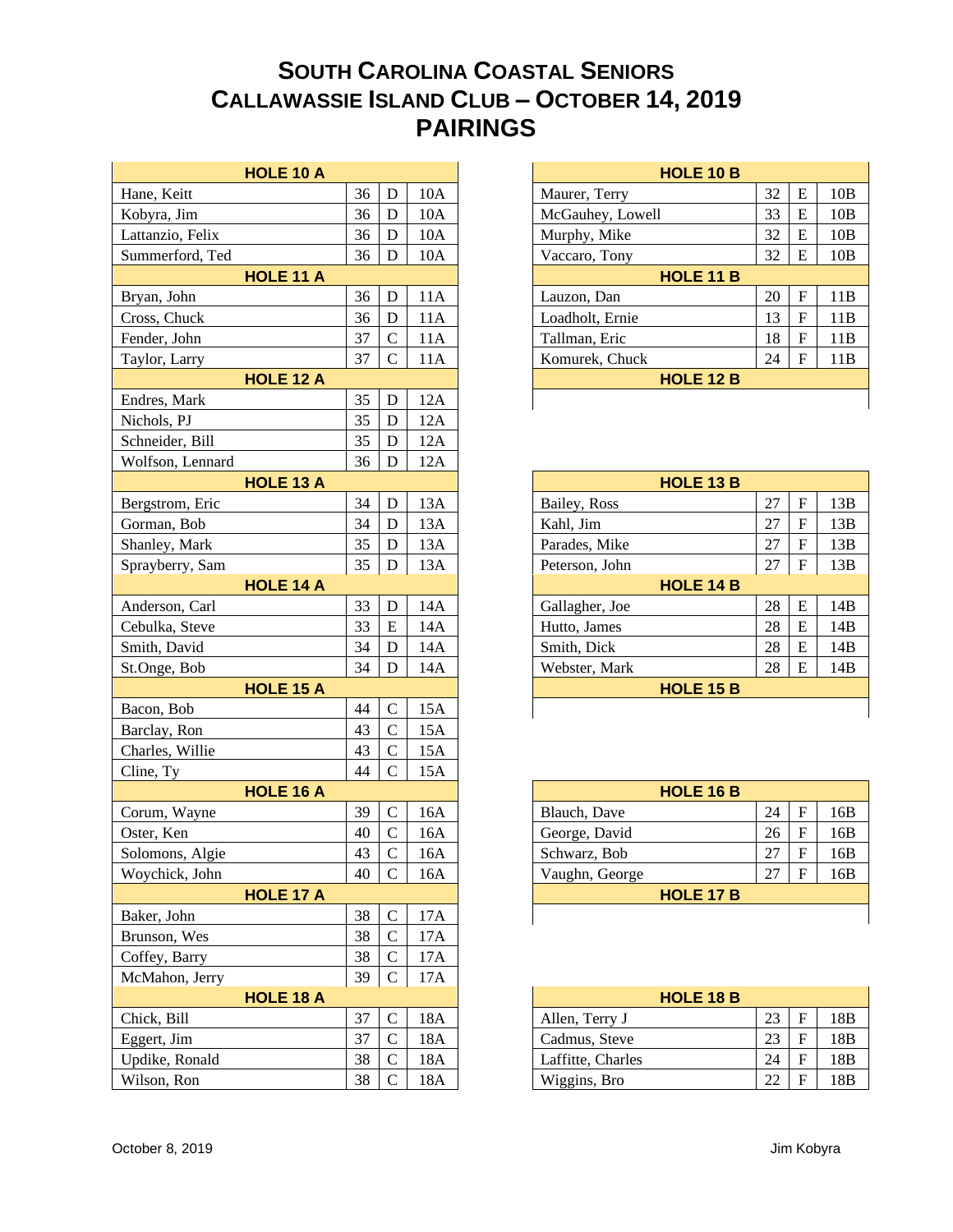# South Carolina Coastal Seniors
# Callawassie Island Club – October 14, 2019
# PAIRINGS

| HOLE 10 A | | | |
|---|---|---|---|
| Hane, Keitt | 36 | D | 10A |
| Kobyra, Jim | 36 | D | 10A |
| Lattanzio, Felix | 36 | D | 10A |
| Summerford, Ted | 36 | D | 10A |
| **HOLE 11 A** | | | |
| Bryan, John | 36 | D | 11A |
| Cross, Chuck | 36 | D | 11A |
| Fender, John | 37 | C | 11A |
| Taylor, Larry | 37 | C | 11A |
| **HOLE 12 A** | | | |
| Endres, Mark | 35 | D | 12A |
| Nichols, PJ | 35 | D | 12A |
| Schneider, Bill | 35 | D | 12A |
| Wolfson, Lennard | 36 | D | 12A |
| **HOLE 13 A** | | | |
| Bergstrom, Eric | 34 | D | 13A |
| Gorman, Bob | 34 | D | 13A |
| Shanley, Mark | 35 | D | 13A |
| Sprayberry, Sam | 35 | D | 13A |
| **HOLE 14 A** | | | |
| Anderson, Carl | 33 | D | 14A |
| Cebulka, Steve | 33 | E | 14A |
| Smith, David | 34 | D | 14A |
| St.Onge, Bob | 34 | D | 14A |
| **HOLE 15 A** | | | |
| Bacon, Bob | 44 | C | 15A |
| Barclay, Ron | 43 | C | 15A |
| Charles, Willie | 43 | C | 15A |
| Cline, Ty | 44 | C | 15A |
| **HOLE 16 A** | | | |
| Corum, Wayne | 39 | C | 16A |
| Oster, Ken | 40 | C | 16A |
| Solomons, Algie | 43 | C | 16A |
| Woychick, John | 40 | C | 16A |
| **HOLE 17 A** | | | |
| Baker, John | 38 | C | 17A |
| Brunson, Wes | 38 | C | 17A |
| Coffey, Barry | 38 | C | 17A |
| McMahon, Jerry | 39 | C | 17A |
| **HOLE 18 A** | | | |
| Chick, Bill | 37 | C | 18A |
| Eggert, Jim | 37 | C | 18A |
| Updike, Ronald | 38 | C | 18A |
| Wilson, Ron | 38 | C | 18A |

| HOLE 10 B | | | |
|---|---|---|---|
| Maurer, Terry | 32 | E | 10B |
| McGauhey, Lowell | 33 | E | 10B |
| Murphy, Mike | 32 | E | 10B |
| Vaccaro, Tony | 32 | E | 10B |
| **HOLE 11 B** | | | |
| Lauzon, Dan | 20 | F | 11B |
| Loadholt, Ernie | 13 | F | 11B |
| Tallman, Eric | 18 | F | 11B |
| Komurek, Chuck | 24 | F | 11B |
| **HOLE 12 B** | | | |

| HOLE 13 B | | | |
|---|---|---|---|
| Bailey, Ross | 27 | F | 13B |
| Kahl, Jim | 27 | F | 13B |
| Parades, Mike | 27 | F | 13B |
| Peterson, John | 27 | F | 13B |
| **HOLE 14 B** | | | |
| Gallagher, Joe | 28 | E | 14B |
| Hutto, James | 28 | E | 14B |
| Smith, Dick | 28 | E | 14B |
| Webster, Mark | 28 | E | 14B |
| **HOLE 15 B** | | | |

| HOLE 16 B | | | |
|---|---|---|---|
| Blauch, Dave | 24 | F | 16B |
| George, David | 26 | F | 16B |
| Schwarz, Bob | 27 | F | 16B |
| Vaughn, George | 27 | F | 16B |
| **HOLE 17 B** | | | |

| HOLE 18 B | | | |
|---|---|---|---|
| Allen, Terry J | 23 | F | 18B |
| Cadmus, Steve | 23 | F | 18B |
| Laffitte, Charles | 24 | F | 18B |
| Wiggins, Bro | 22 | F | 18B |

October 8, 2019

Jim Kobyra